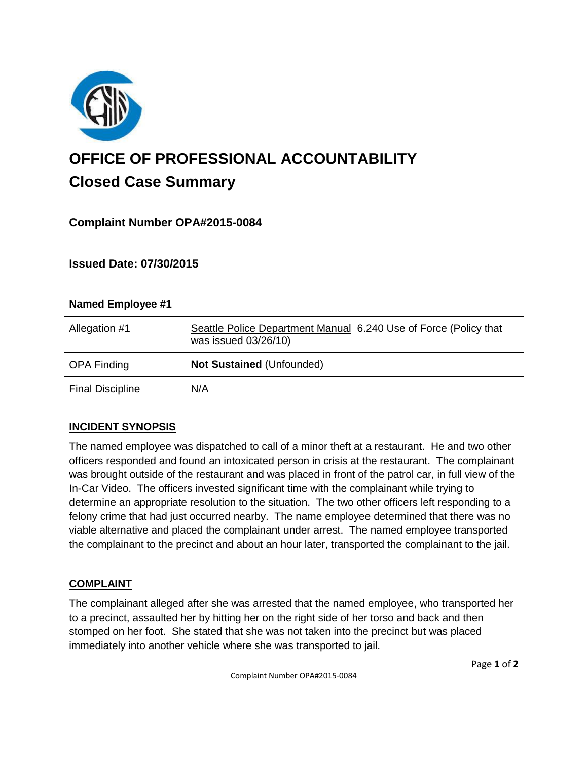# OFFICE OF PROFESSIONAL ACCOUNTABILITY

## Closed Case Summary

### Complaint Number OPA#2015-0084

### Issued Date: 07/30/2015

| Named Employee #1 | |
|---|---|
| Allegation #1 | Seattle Police Department Manual 6.240 Use of Force (Policy that was issued 03/26/10) |
| OPA Finding | **Not Sustained** (Unfounded) |
| Final Discipline | N/A |

**INCIDENT SYNOPSIS**

The named employee was dispatched to call of a minor theft at a restaurant. He and two other officers responded and found an intoxicated person in crisis at the restaurant. The complainant was brought outside of the restaurant and was placed in front of the patrol car, in full view of the In-Car Video. The officers invested significant time with the complainant while trying to determine an appropriate resolution to the situation. The two other officers left responding to a felony crime that had just occurred nearby. The name employee determined that there was no viable alternative and placed the complainant under arrest. The named employee transported the complainant to the precinct and about an hour later, transported the complainant to the jail.

**COMPLAINT**

The complainant alleged after she was arrested that the named employee, who transported her to a precinct, assaulted her by hitting her on the right side of her torso and back and then stomped on her foot. She stated that she was not taken into the precinct but was placed immediately into another vehicle where she was transported to jail.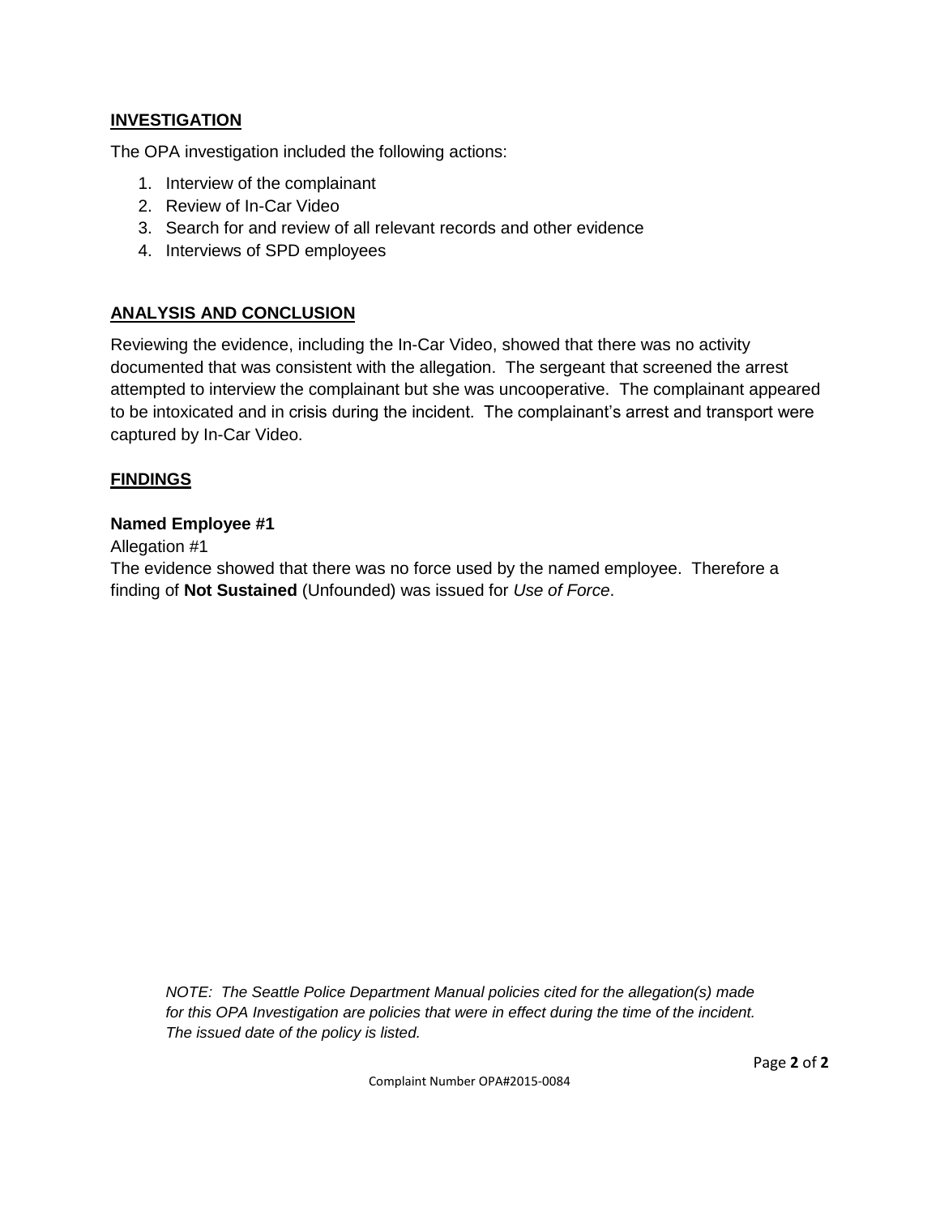## INVESTIGATION

The OPA investigation included the following actions:

1. Interview of the complainant
2. Review of In-Car Video
3. Search for and review of all relevant records and other evidence
4. Interviews of SPD employees

## ANALYSIS AND CONCLUSION

Reviewing the evidence, including the In-Car Video, showed that there was no activity documented that was consistent with the allegation. The sergeant that screened the arrest attempted to interview the complainant but she was uncooperative. The complainant appeared to be intoxicated and in crisis during the incident. The complainant's arrest and transport were captured by In-Car Video.

## FINDINGS

**Named Employee #1**

Allegation #1
The evidence showed that there was no force used by the named employee. Therefore a finding of **Not Sustained** (Unfounded) was issued for *Use of Force*.

*NOTE: The Seattle Police Department Manual policies cited for the allegation(s) made for this OPA Investigation are policies that were in effect during the time of the incident. The issued date of the policy is listed.*

Complaint Number OPA#2015-0084